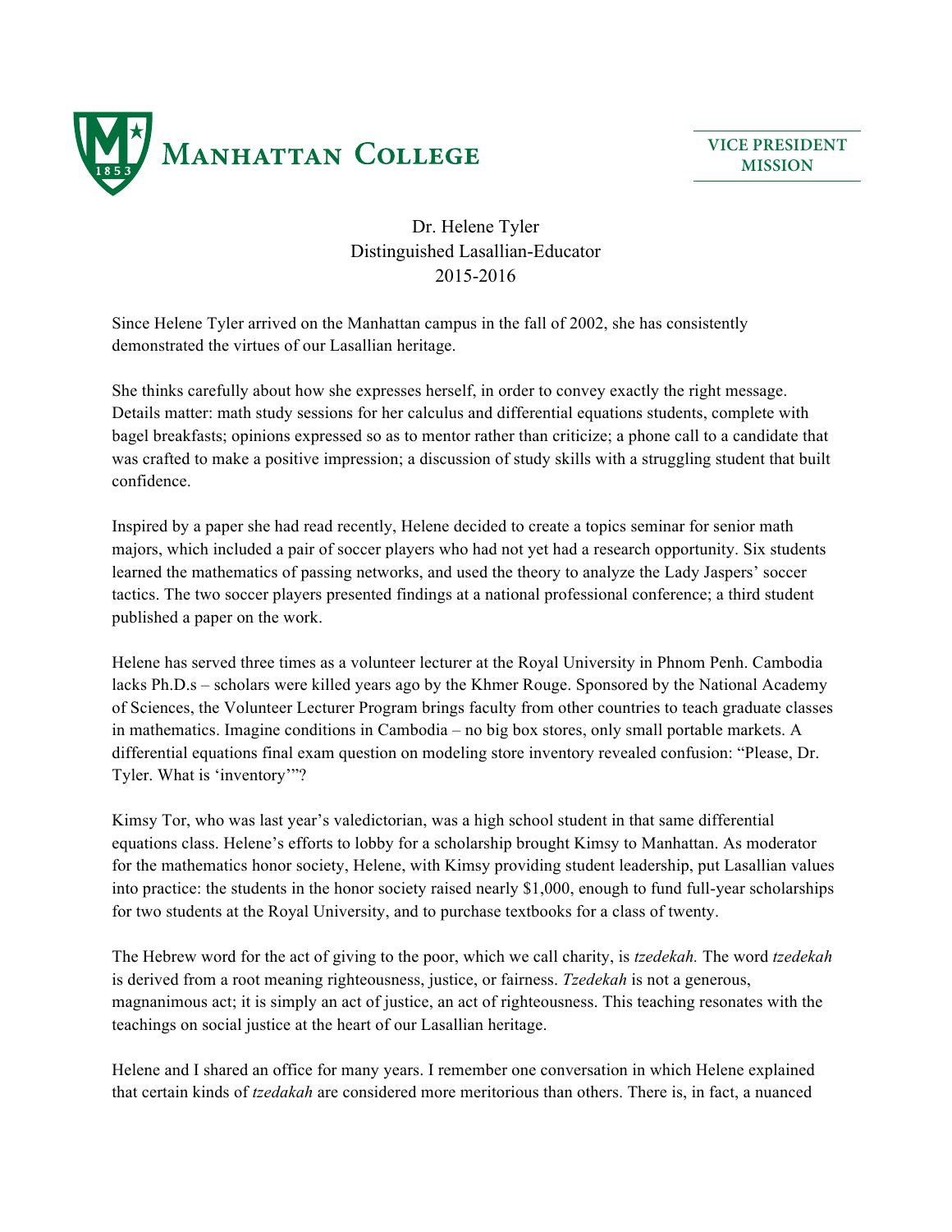Manhattan College

VICE PRESIDENT
MISSION

# Dr. Helene Tyler
## Distinguished Lasallian-Educator
## 2015-2016

Since Helene Tyler arrived on the Manhattan campus in the fall of 2002, she has consistently demonstrated the virtues of our Lasallian heritage.

She thinks carefully about how she expresses herself, in order to convey exactly the right message. Details matter: math study sessions for her calculus and differential equations students, complete with bagel breakfasts; opinions expressed so as to mentor rather than criticize; a phone call to a candidate that was crafted to make a positive impression; a discussion of study skills with a struggling student that built confidence.

Inspired by a paper she had read recently, Helene decided to create a topics seminar for senior math majors, which included a pair of soccer players who had not yet had a research opportunity. Six students learned the mathematics of passing networks, and used the theory to analyze the Lady Jaspers' soccer tactics. The two soccer players presented findings at a national professional conference; a third student published a paper on the work.

Helene has served three times as a volunteer lecturer at the Royal University in Phnom Penh. Cambodia lacks Ph.D.s – scholars were killed years ago by the Khmer Rouge. Sponsored by the National Academy of Sciences, the Volunteer Lecturer Program brings faculty from other countries to teach graduate classes in mathematics. Imagine conditions in Cambodia – no big box stores, only small portable markets. A differential equations final exam question on modeling store inventory revealed confusion: "Please, Dr. Tyler. What is 'inventory'"?

Kimsy Tor, who was last year's valedictorian, was a high school student in that same differential equations class. Helene's efforts to lobby for a scholarship brought Kimsy to Manhattan. As moderator for the mathematics honor society, Helene, with Kimsy providing student leadership, put Lasallian values into practice: the students in the honor society raised nearly $1,000, enough to fund full-year scholarships for two students at the Royal University, and to purchase textbooks for a class of twenty.

The Hebrew word for the act of giving to the poor, which we call charity, is *tzedekah.* The word *tzedekah* is derived from a root meaning righteousness, justice, or fairness. *Tzedekah* is not a generous, magnanimous act; it is simply an act of justice, an act of righteousness. This teaching resonates with the teachings on social justice at the heart of our Lasallian heritage.

Helene and I shared an office for many years. I remember one conversation in which Helene explained that certain kinds of *tzedakah* are considered more meritorious than others. There is, in fact, a nuanced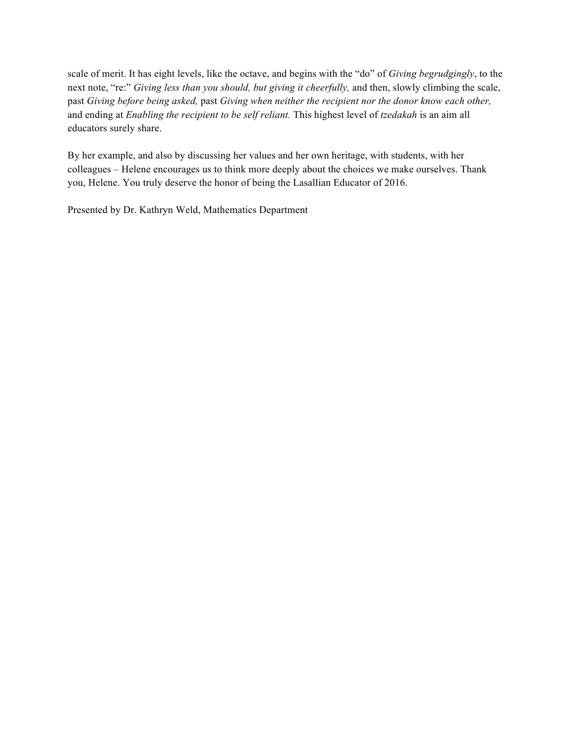scale of merit. It has eight levels, like the octave, and begins with the "do" of *Giving begrudgingly*, to the next note, "re:" *Giving less than you should, but giving it cheerfully,* and then, slowly climbing the scale, past *Giving before being asked,* past *Giving when neither the recipient nor the donor know each other,* and ending at *Enabling the recipient to be self reliant.* This highest level of *tzedakah* is an aim all educators surely share.

By her example, and also by discussing her values and her own heritage, with students, with her colleagues – Helene encourages us to think more deeply about the choices we make ourselves. Thank you, Helene. You truly deserve the honor of being the Lasallian Educator of 2016.

Presented by Dr. Kathryn Weld, Mathematics Department